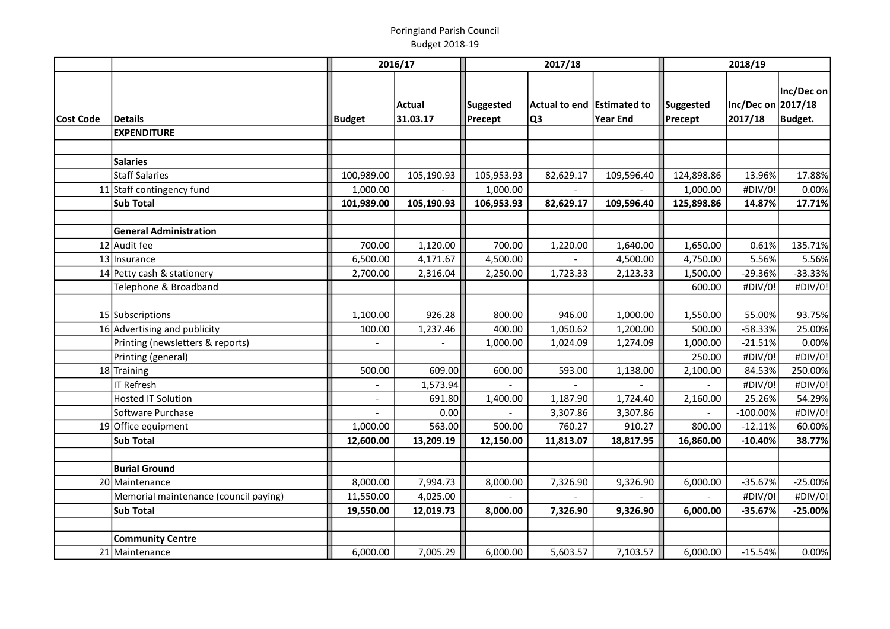Poringland Parish Council
Budget 2018-19

| | | 2016/17 | | 2017/18 | | | 2018/19 | | |
|---|---|---|---|---|---|---|---|---|---|
| Cost Code | Details | Budget | Actual 31.03.17 | Suggested Precept | Actual to end Q3 | Estimated to Year End | Suggested Precept | Inc/Dec on 2017/18 | Inc/Dec on 2017/18 Budget. |
| | **EXPENDITURE** | | | | | | | | |
| | | | | | | | | | |
| | **Salaries** | | | | | | | | |
| | Staff Salaries | 100,989.00 | 105,190.93 | 105,953.93 | 82,629.17 | 109,596.40 | 124,898.86 | 13.96% | 17.88% |
| 11 | Staff contingency fund | 1,000.00 | - | 1,000.00 | - | - | 1,000.00 | #DIV/0! | 0.00% |
| | **Sub Total** | **101,989.00** | **105,190.93** | **106,953.93** | **82,629.17** | **109,596.40** | **125,898.86** | **14.87%** | **17.71%** |
| | | | | | | | | | |
| | **General Administration** | | | | | | | | |
| 12 | Audit fee | 700.00 | 1,120.00 | 700.00 | 1,220.00 | 1,640.00 | 1,650.00 | 0.61% | 135.71% |
| 13 | Insurance | 6,500.00 | 4,171.67 | 4,500.00 | - | 4,500.00 | 4,750.00 | 5.56% | 5.56% |
| 14 | Petty cash & stationery | 2,700.00 | 2,316.04 | 2,250.00 | 1,723.33 | 2,123.33 | 1,500.00 | -29.36% | -33.33% |
| | Telephone & Broadband | | | | | | 600.00 | #DIV/0! | #DIV/0! |
| 15 | Subscriptions | 1,100.00 | 926.28 | 800.00 | 946.00 | 1,000.00 | 1,550.00 | 55.00% | 93.75% |
| 16 | Advertising and publicity | 100.00 | 1,237.46 | 400.00 | 1,050.62 | 1,200.00 | 500.00 | -58.33% | 25.00% |
| | Printing (newsletters & reports) | - | - | 1,000.00 | 1,024.09 | 1,274.09 | 1,000.00 | -21.51% | 0.00% |
| | Printing (general) | | | | | | 250.00 | #DIV/0! | #DIV/0! |
| 18 | Training | 500.00 | 609.00 | 600.00 | 593.00 | 1,138.00 | 2,100.00 | 84.53% | 250.00% |
| | IT Refresh | - | 1,573.94 | - | - | - | - | #DIV/0! | #DIV/0! |
| | Hosted IT Solution | - | 691.80 | 1,400.00 | 1,187.90 | 1,724.40 | 2,160.00 | 25.26% | 54.29% |
| | Software Purchase | - | 0.00 | - | 3,307.86 | 3,307.86 | - | -100.00% | #DIV/0! |
| 19 | Office equipment | 1,000.00 | 563.00 | 500.00 | 760.27 | 910.27 | 800.00 | -12.11% | 60.00% |
| | **Sub Total** | **12,600.00** | **13,209.19** | **12,150.00** | **11,813.07** | **18,817.95** | **16,860.00** | **-10.40%** | **38.77%** |
| | | | | | | | | | |
| | **Burial Ground** | | | | | | | | |
| 20 | Maintenance | 8,000.00 | 7,994.73 | 8,000.00 | 7,326.90 | 9,326.90 | 6,000.00 | -35.67% | -25.00% |
| | Memorial maintenance (council paying) | 11,550.00 | 4,025.00 | - | - | - | - | #DIV/0! | #DIV/0! |
| | **Sub Total** | **19,550.00** | **12,019.73** | **8,000.00** | **7,326.90** | **9,326.90** | **6,000.00** | **-35.67%** | **-25.00%** |
| | | | | | | | | | |
| | **Community Centre** | | | | | | | | |
| 21 | Maintenance | 6,000.00 | 7,005.29 | 6,000.00 | 5,603.57 | 7,103.57 | 6,000.00 | -15.54% | 0.00% |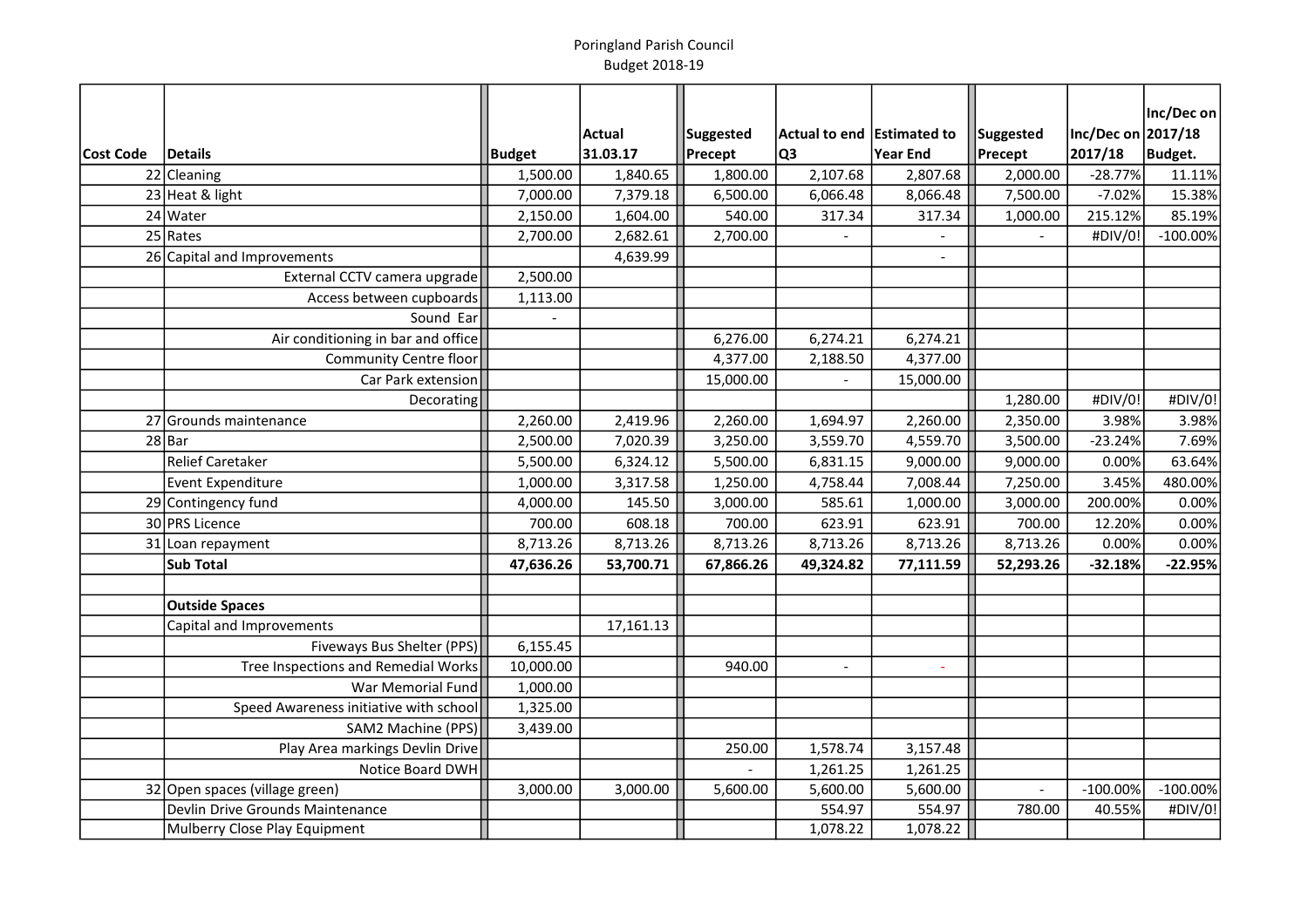Poringland Parish Council
Budget 2018-19

| Cost Code | Details | Budget | Actual 31.03.17 | Suggested Precept | Actual to end Q3 | Estimated to Year End | Suggested Precept | Inc/Dec on 2017/18 | Inc/Dec on 2017/18 Budget. |
|---|---|---|---|---|---|---|---|---|---|
| 22 | Cleaning | 1,500.00 | 1,840.65 | 1,800.00 | 2,107.68 | 2,807.68 | 2,000.00 | -28.77% | 11.11% |
| 23 | Heat & light | 7,000.00 | 7,379.18 | 6,500.00 | 6,066.48 | 8,066.48 | 7,500.00 | -7.02% | 15.38% |
| 24 | Water | 2,150.00 | 1,604.00 | 540.00 | 317.34 | 317.34 | 1,000.00 | 215.12% | 85.19% |
| 25 | Rates | 2,700.00 | 2,682.61 | 2,700.00 | - | - | - | #DIV/0! | -100.00% |
| 26 | Capital and Improvements | | 4,639.99 | | | - | | | |
| | External CCTV camera upgrade | 2,500.00 | | | | | | | |
| | Access between cupboards | 1,113.00 | | | | | | | |
| | Sound Ear | - | | | | | | | |
| | Air conditioning in bar and office | | | 6,276.00 | 6,274.21 | 6,274.21 | | | |
| | Community Centre floor | | | 4,377.00 | 2,188.50 | 4,377.00 | | | |
| | Car Park extension | | | 15,000.00 | - | 15,000.00 | | | |
| | Decorating | | | | | | 1,280.00 | #DIV/0! | #DIV/0! |
| 27 | Grounds maintenance | 2,260.00 | 2,419.96 | 2,260.00 | 1,694.97 | 2,260.00 | 2,350.00 | 3.98% | 3.98% |
| 28 | Bar | 2,500.00 | 7,020.39 | 3,250.00 | 3,559.70 | 4,559.70 | 3,500.00 | -23.24% | 7.69% |
| | Relief Caretaker | 5,500.00 | 6,324.12 | 5,500.00 | 6,831.15 | 9,000.00 | 9,000.00 | 0.00% | 63.64% |
| | Event Expenditure | 1,000.00 | 3,317.58 | 1,250.00 | 4,758.44 | 7,008.44 | 7,250.00 | 3.45% | 480.00% |
| 29 | Contingency fund | 4,000.00 | 145.50 | 3,000.00 | 585.61 | 1,000.00 | 3,000.00 | 200.00% | 0.00% |
| 30 | PRS Licence | 700.00 | 608.18 | 700.00 | 623.91 | 623.91 | 700.00 | 12.20% | 0.00% |
| 31 | Loan repayment | 8,713.26 | 8,713.26 | 8,713.26 | 8,713.26 | 8,713.26 | 8,713.26 | 0.00% | 0.00% |
| | **Sub Total** | **47,636.26** | **53,700.71** | **67,866.26** | **49,324.82** | **77,111.59** | **52,293.26** | **-32.18%** | **-22.95%** |
| | | | | | | | | | |
| | **Outside Spaces** | | | | | | | | |
| | Capital and Improvements | | 17,161.13 | | | | | | |
| | Fiveways Bus Shelter (PPS) | 6,155.45 | | | | | | | |
| | Tree Inspections and Remedial Works | 10,000.00 | | 940.00 | - | - | | | |
| | War Memorial Fund | 1,000.00 | | | | | | | |
| | Speed Awareness initiative with school | 1,325.00 | | | | | | | |
| | SAM2 Machine (PPS) | 3,439.00 | | | | | | | |
| | Play Area markings Devlin Drive | | | 250.00 | 1,578.74 | 3,157.48 | | | |
| | Notice Board DWH | | | - | 1,261.25 | 1,261.25 | | | |
| 32 | Open spaces (village green) | 3,000.00 | 3,000.00 | 5,600.00 | 5,600.00 | 5,600.00 | - | -100.00% | -100.00% |
| | Devlin Drive Grounds Maintenance | | | | 554.97 | 554.97 | 780.00 | 40.55% | #DIV/0! |
| | Mulberry Close Play Equipment | | | | 1,078.22 | 1,078.22 | | | |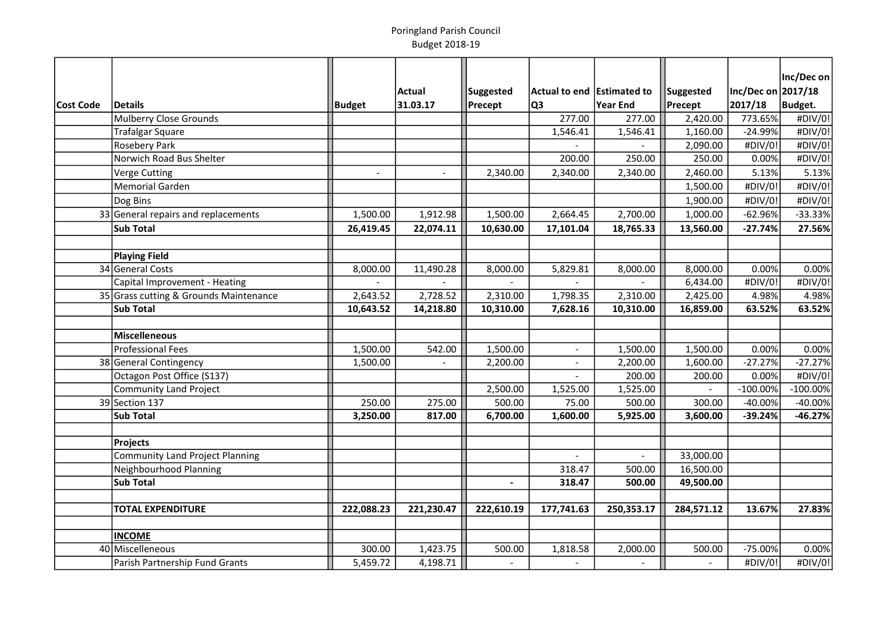Poringland Parish Council
Budget 2018-19

| Cost Code | Details | Budget | Actual 31.03.17 | Suggested Precept | Actual to end Q3 | Estimated to Year End | Suggested Precept | Inc/Dec on 2017/18 | Inc/Dec on 2017/18 Budget. |
|---|---|---|---|---|---|---|---|---|---|
| | Mulberry Close Grounds | | | | 277.00 | 277.00 | 2,420.00 | 773.65% | #DIV/0! |
| | Trafalgar Square | | | | 1,546.41 | 1,546.41 | 1,160.00 | -24.99% | #DIV/0! |
| | Rosebery Park | | | | - | - | 2,090.00 | #DIV/0! | #DIV/0! |
| | Norwich Road Bus Shelter | | | | 200.00 | 250.00 | 250.00 | 0.00% | #DIV/0! |
| | Verge Cutting | - | - | 2,340.00 | 2,340.00 | 2,340.00 | 2,460.00 | 5.13% | 5.13% |
| | Memorial Garden | | | | | | 1,500.00 | #DIV/0! | #DIV/0! |
| | Dog Bins | | | | | | 1,900.00 | #DIV/0! | #DIV/0! |
| 33 | General repairs and replacements | 1,500.00 | 1,912.98 | 1,500.00 | 2,664.45 | 2,700.00 | 1,000.00 | -62.96% | -33.33% |
| | **Sub Total** | **26,419.45** | **22,074.11** | **10,630.00** | **17,101.04** | **18,765.33** | **13,560.00** | **-27.74%** | **27.56%** |
| | | | | | | | | | |
| | **Playing Field** | | | | | | | | |
| 34 | General Costs | 8,000.00 | 11,490.28 | 8,000.00 | 5,829.81 | 8,000.00 | 8,000.00 | 0.00% | 0.00% |
| | Capital Improvement - Heating | - | - | - | - | - | 6,434.00 | #DIV/0! | #DIV/0! |
| 35 | Grass cutting & Grounds Maintenance | 2,643.52 | 2,728.52 | 2,310.00 | 1,798.35 | 2,310.00 | 2,425.00 | 4.98% | 4.98% |
| | **Sub Total** | **10,643.52** | **14,218.80** | **10,310.00** | **7,628.16** | **10,310.00** | **16,859.00** | **63.52%** | **63.52%** |
| | | | | | | | | | |
| | **Miscelleneous** | | | | | | | | |
| | Professional Fees | 1,500.00 | 542.00 | 1,500.00 | - | 1,500.00 | 1,500.00 | 0.00% | 0.00% |
| 38 | General Contingency | 1,500.00 | - | 2,200.00 | - | 2,200.00 | 1,600.00 | -27.27% | -27.27% |
| | Octagon Post Office (S137) | | | | - | 200.00 | 200.00 | 0.00% | #DIV/0! |
| | Community Land Project | | | 2,500.00 | 1,525.00 | 1,525.00 | - | -100.00% | -100.00% |
| 39 | Section 137 | 250.00 | 275.00 | 500.00 | 75.00 | 500.00 | 300.00 | -40.00% | -40.00% |
| | **Sub Total** | **3,250.00** | **817.00** | **6,700.00** | **1,600.00** | **5,925.00** | **3,600.00** | **-39.24%** | **-46.27%** |
| | | | | | | | | | |
| | **Projects** | | | | | | | | |
| | Community Land Project Planning | | | | - | - | 33,000.00 | | |
| | Neighbourhood Planning | | | | 318.47 | 500.00 | 16,500.00 | | |
| | **Sub Total** | | | **-** | **318.47** | **500.00** | **49,500.00** | | |
| | | | | | | | | | |
| | **TOTAL EXPENDITURE** | **222,088.23** | **221,230.47** | **222,610.19** | **177,741.63** | **250,353.17** | **284,571.12** | **13.67%** | **27.83%** |
| | | | | | | | | | |
| | **INCOME** | | | | | | | | |
| 40 | Miscelleneous | 300.00 | 1,423.75 | 500.00 | 1,818.58 | 2,000.00 | 500.00 | -75.00% | 0.00% |
| | Parish Partnership Fund Grants | 5,459.72 | 4,198.71 | - | - | - | - | #DIV/0! | #DIV/0! |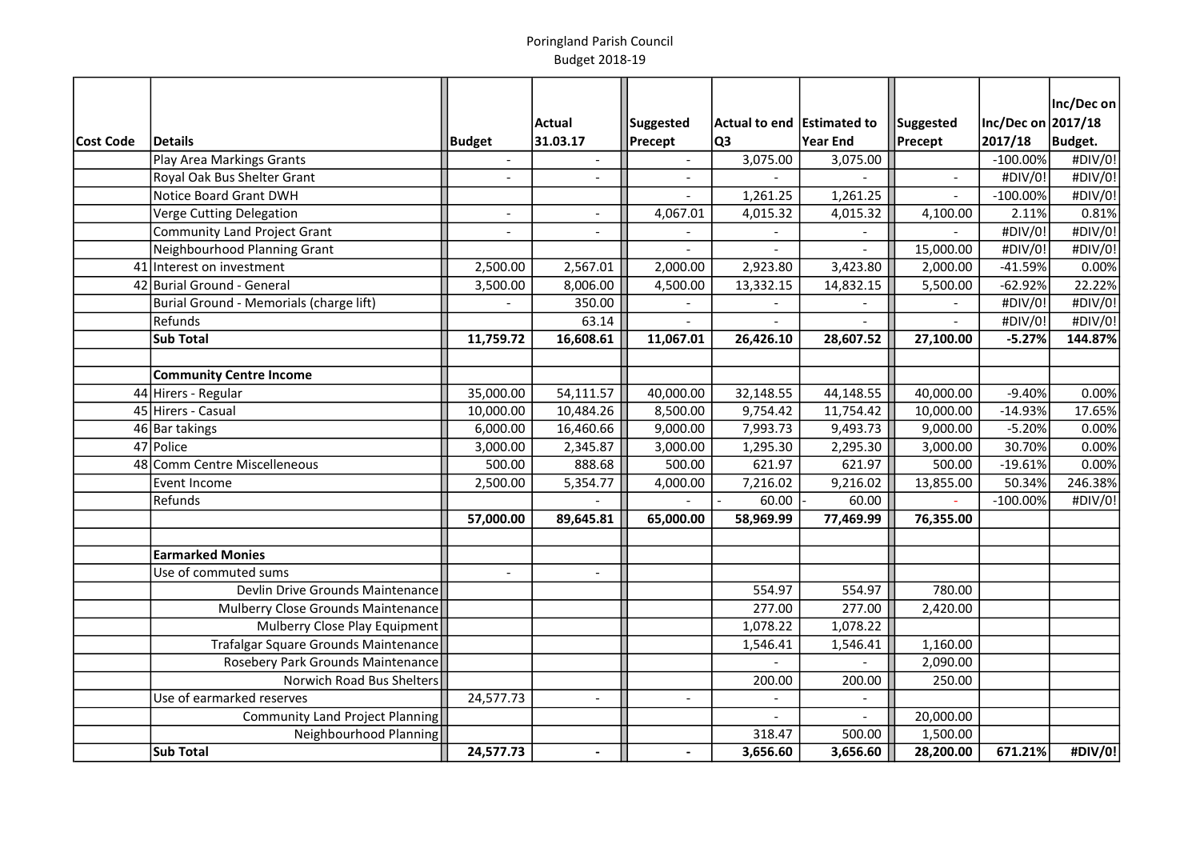Poringland Parish Council
Budget 2018-19

| Cost Code | Details | Budget | Actual 31.03.17 | Suggested Precept | Actual to end Q3 | Estimated to Year End | Suggested Precept | Inc/Dec on 2017/18 | Inc/Dec on 2017/18 Budget. |
|---|---|---|---|---|---|---|---|---|---|
| | Play Area Markings Grants | - | - | - | 3,075.00 | 3,075.00 | | -100.00% | #DIV/0! |
| | Royal Oak Bus Shelter Grant | - | - | - | - | - | - | #DIV/0! | #DIV/0! |
| | Notice Board Grant DWH | | | - | 1,261.25 | 1,261.25 | - | -100.00% | #DIV/0! |
| | Verge Cutting Delegation | - | - | 4,067.01 | 4,015.32 | 4,015.32 | 4,100.00 | 2.11% | 0.81% |
| | Community Land Project Grant | - | - | - | - | - | - | #DIV/0! | #DIV/0! |
| | Neighbourhood Planning Grant | | | - | - | - | 15,000.00 | #DIV/0! | #DIV/0! |
| 41 | Interest on investment | 2,500.00 | 2,567.01 | 2,000.00 | 2,923.80 | 3,423.80 | 2,000.00 | -41.59% | 0.00% |
| 42 | Burial Ground - General | 3,500.00 | 8,006.00 | 4,500.00 | 13,332.15 | 14,832.15 | 5,500.00 | -62.92% | 22.22% |
| | Burial Ground - Memorials (charge lift) | - | 350.00 | - | - | - | - | #DIV/0! | #DIV/0! |
| | Refunds | | 63.14 | - | - | - | - | #DIV/0! | #DIV/0! |
| | **Sub Total** | **11,759.72** | **16,608.61** | **11,067.01** | **26,426.10** | **28,607.52** | **27,100.00** | **-5.27%** | **144.87%** |
| | | | | | | | | | |
| | **Community Centre Income** | | | | | | | | |
| 44 | Hirers - Regular | 35,000.00 | 54,111.57 | 40,000.00 | 32,148.55 | 44,148.55 | 40,000.00 | -9.40% | 0.00% |
| 45 | Hirers - Casual | 10,000.00 | 10,484.26 | 8,500.00 | 9,754.42 | 11,754.42 | 10,000.00 | -14.93% | 17.65% |
| 46 | Bar takings | 6,000.00 | 16,460.66 | 9,000.00 | 7,993.73 | 9,493.73 | 9,000.00 | -5.20% | 0.00% |
| 47 | Police | 3,000.00 | 2,345.87 | 3,000.00 | 1,295.30 | 2,295.30 | 3,000.00 | 30.70% | 0.00% |
| 48 | Comm Centre Miscelleneous | 500.00 | 888.68 | 500.00 | 621.97 | 621.97 | 500.00 | -19.61% | 0.00% |
| | Event Income | 2,500.00 | 5,354.77 | 4,000.00 | 7,216.02 | 9,216.02 | 13,855.00 | 50.34% | 246.38% |
| | Refunds | | - | - | - 60.00 | - 60.00 | - | -100.00% | #DIV/0! |
| | | **57,000.00** | **89,645.81** | **65,000.00** | **58,969.99** | **77,469.99** | **76,355.00** | | |
| | | | | | | | | | |
| | **Earmarked Monies** | | | | | | | | |
| | Use of commuted sums | - | - | | | | | | |
| | Devlin Drive Grounds Maintenance | | | | 554.97 | 554.97 | 780.00 | | |
| | Mulberry Close Grounds Maintenance | | | | 277.00 | 277.00 | 2,420.00 | | |
| | Mulberry Close Play Equipment | | | | 1,078.22 | 1,078.22 | | | |
| | Trafalgar Square Grounds Maintenance | | | | 1,546.41 | 1,546.41 | 1,160.00 | | |
| | Rosebery Park Grounds Maintenance | | | | - | - | 2,090.00 | | |
| | Norwich Road Bus Shelters | | | | 200.00 | 200.00 | 250.00 | | |
| | Use of earmarked reserves | 24,577.73 | - | - | - | - | | | |
| | Community Land Project Planning | | | | - | - | 20,000.00 | | |
| | Neighbourhood Planning | | | | 318.47 | 500.00 | 1,500.00 | | |
| | **Sub Total** | **24,577.73** | **-** | **-** | **3,656.60** | **3,656.60** | **28,200.00** | **671.21%** | **#DIV/0!** |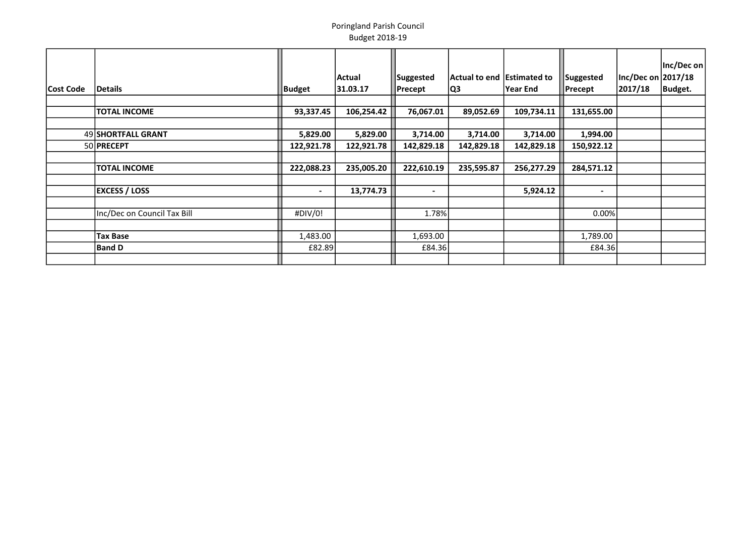Poringland Parish Council
Budget 2018-19

| Cost Code | Details | Budget | Actual 31.03.17 | Suggested Precept | Actual to end Q3 | Estimated to Year End | Suggested Precept | Inc/Dec on 2017/18 | Inc/Dec on 2017/18 Budget. |
|---|---|---|---|---|---|---|---|---|---|
| | | | | | | | | | |
| | **TOTAL INCOME** | **93,337.45** | **106,254.42** | **76,067.01** | **89,052.69** | **109,734.11** | **131,655.00** | | |
| | | | | | | | | | |
| 49 | **SHORTFALL GRANT** | **5,829.00** | **5,829.00** | **3,714.00** | **3,714.00** | **3,714.00** | **1,994.00** | | |
| 50 | **PRECEPT** | **122,921.78** | **122,921.78** | **142,829.18** | **142,829.18** | **142,829.18** | **150,922.12** | | |
| | | | | | | | | | |
| | **TOTAL INCOME** | **222,088.23** | **235,005.20** | **222,610.19** | **235,595.87** | **256,277.29** | **284,571.12** | | |
| | | | | | | | | | |
| | **EXCESS / LOSS** | **-** | **13,774.73** | **-** | | **5,924.12** | **-** | | |
| | | | | | | | | | |
| | Inc/Dec on Council Tax Bill | #DIV/0! | | 1.78% | | | 0.00% | | |
| | | | | | | | | | |
| | **Tax Base** | 1,483.00 | | 1,693.00 | | | 1,789.00 | | |
| | **Band D** | £82.89 | | £84.36 | | | £84.36 | | |
| | | | | | | | | | |